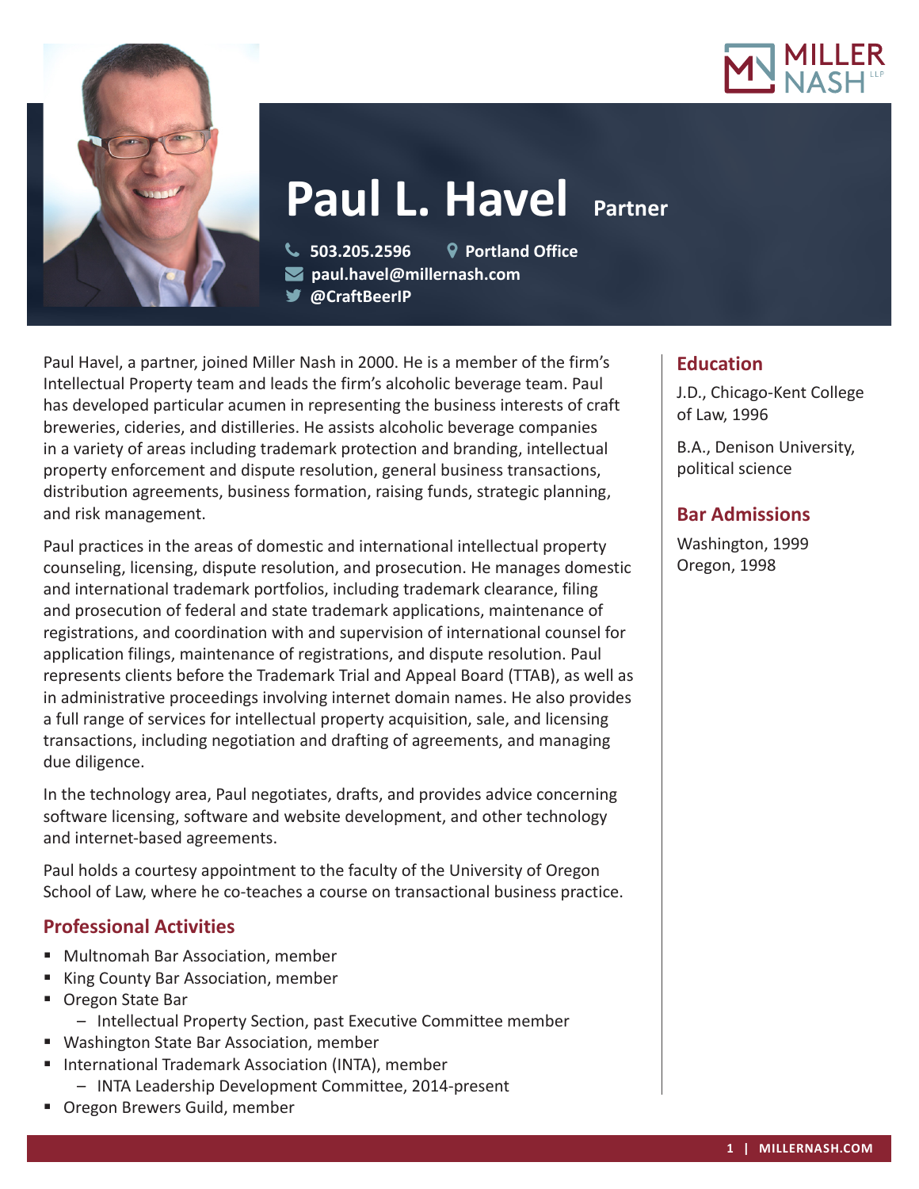# Paul L. Havel

**Partner**

503.205.2596
Portland Office
paul.havel@millernash.com
@CraftBeerIP

Paul Havel, a partner, joined Miller Nash in 2000. He is a member of the firm's Intellectual Property team and leads the firm's alcoholic beverage team. Paul has developed particular acumen in representing the business interests of craft breweries, cideries, and distilleries. He assists alcoholic beverage companies in a variety of areas including trademark protection and branding, intellectual property enforcement and dispute resolution, general business transactions, distribution agreements, business formation, raising funds, strategic planning, and risk management.

Paul practices in the areas of domestic and international intellectual property counseling, licensing, dispute resolution, and prosecution. He manages domestic and international trademark portfolios, including trademark clearance, filing and prosecution of federal and state trademark applications, maintenance of registrations, and coordination with and supervision of international counsel for application filings, maintenance of registrations, and dispute resolution. Paul represents clients before the Trademark Trial and Appeal Board (TTAB), as well as in administrative proceedings involving internet domain names. He also provides a full range of services for intellectual property acquisition, sale, and licensing transactions, including negotiation and drafting of agreements, and managing due diligence.

In the technology area, Paul negotiates, drafts, and provides advice concerning software licensing, software and website development, and other technology and internet-based agreements.

Paul holds a courtesy appointment to the faculty of the University of Oregon School of Law, where he co-teaches a course on transactional business practice.

## Professional Activities

- Multnomah Bar Association, member
- King County Bar Association, member
- Oregon State Bar
  - Intellectual Property Section, past Executive Committee member
- Washington State Bar Association, member
- International Trademark Association (INTA), member
  - INTA Leadership Development Committee, 2014-present
- Oregon Brewers Guild, member

## Education

J.D., Chicago-Kent College of Law, 1996

B.A., Denison University, political science

## Bar Admissions

Washington, 1999
Oregon, 1998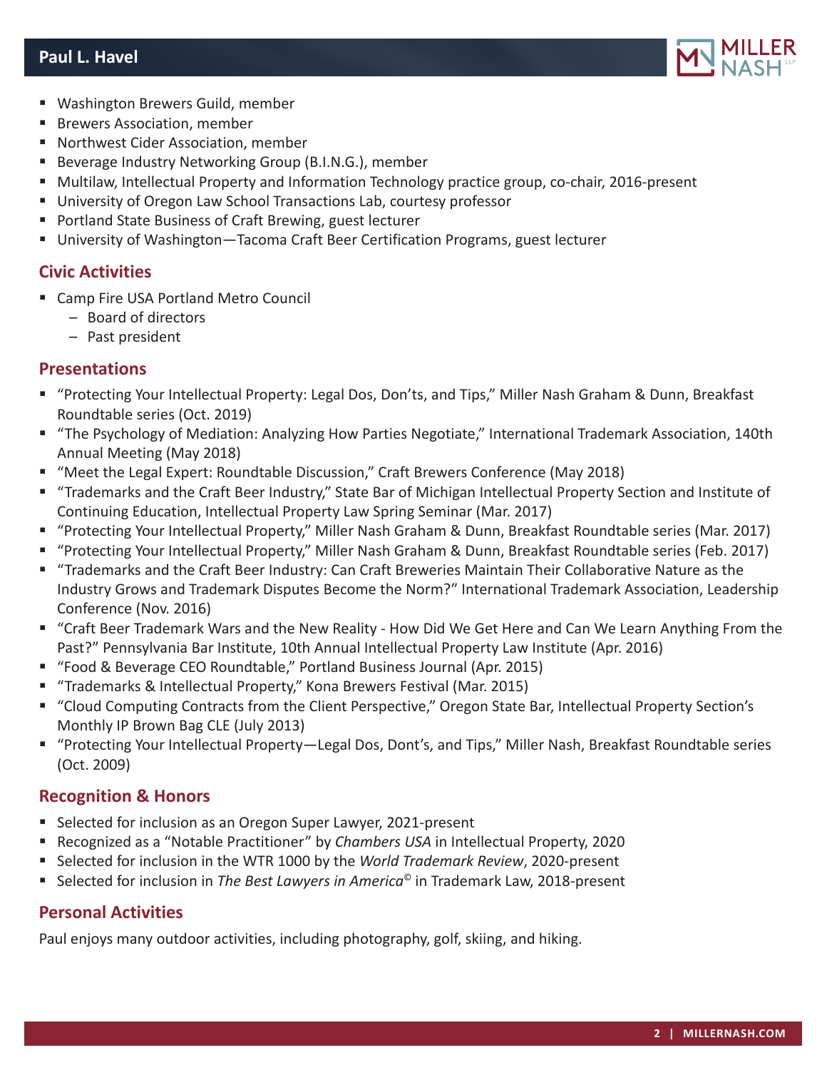- Washington Brewers Guild, member
- Brewers Association, member
- Northwest Cider Association, member
- Beverage Industry Networking Group (B.I.N.G.), member
- Multilaw, Intellectual Property and Information Technology practice group, co-chair, 2016-present
- University of Oregon Law School Transactions Lab, courtesy professor
- Portland State Business of Craft Brewing, guest lecturer
- University of Washington—Tacoma Craft Beer Certification Programs, guest lecturer

## Civic Activities

- Camp Fire USA Portland Metro Council
  - Board of directors
  - Past president

## Presentations

- "Protecting Your Intellectual Property: Legal Dos, Don'ts, and Tips," Miller Nash Graham & Dunn, Breakfast Roundtable series (Oct. 2019)
- "The Psychology of Mediation: Analyzing How Parties Negotiate," International Trademark Association, 140th Annual Meeting (May 2018)
- "Meet the Legal Expert: Roundtable Discussion," Craft Brewers Conference (May 2018)
- "Trademarks and the Craft Beer Industry," State Bar of Michigan Intellectual Property Section and Institute of Continuing Education, Intellectual Property Law Spring Seminar (Mar. 2017)
- "Protecting Your Intellectual Property," Miller Nash Graham & Dunn, Breakfast Roundtable series (Mar. 2017)
- "Protecting Your Intellectual Property," Miller Nash Graham & Dunn, Breakfast Roundtable series (Feb. 2017)
- "Trademarks and the Craft Beer Industry: Can Craft Breweries Maintain Their Collaborative Nature as the Industry Grows and Trademark Disputes Become the Norm?" International Trademark Association, Leadership Conference (Nov. 2016)
- "Craft Beer Trademark Wars and the New Reality - How Did We Get Here and Can We Learn Anything From the Past?" Pennsylvania Bar Institute, 10th Annual Intellectual Property Law Institute (Apr. 2016)
- "Food & Beverage CEO Roundtable," Portland Business Journal (Apr. 2015)
- "Trademarks & Intellectual Property," Kona Brewers Festival (Mar. 2015)
- "Cloud Computing Contracts from the Client Perspective," Oregon State Bar, Intellectual Property Section's Monthly IP Brown Bag CLE (July 2013)
- "Protecting Your Intellectual Property—Legal Dos, Dont's, and Tips," Miller Nash, Breakfast Roundtable series (Oct. 2009)

## Recognition & Honors

- Selected for inclusion as an Oregon Super Lawyer, 2021-present
- Recognized as a "Notable Practitioner" by *Chambers USA* in Intellectual Property, 2020
- Selected for inclusion in the WTR 1000 by the *World Trademark Review*, 2020-present
- Selected for inclusion in *The Best Lawyers in America*© in Trademark Law, 2018-present

## Personal Activities

Paul enjoys many outdoor activities, including photography, golf, skiing, and hiking.